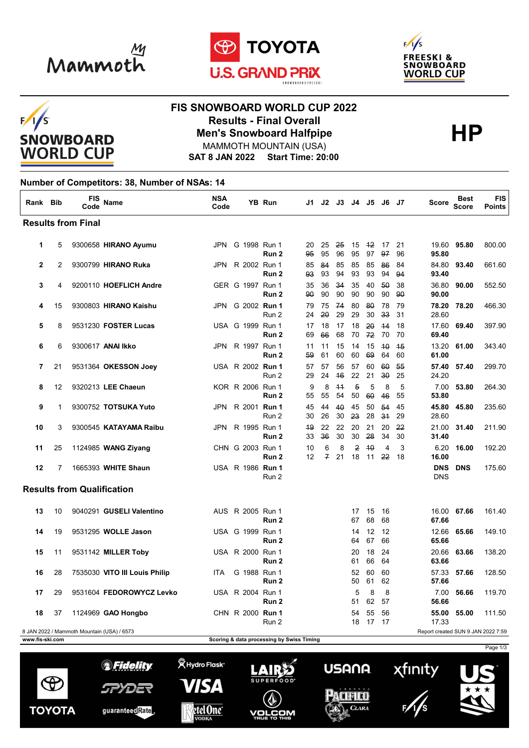# FIS SNOWBOARD WORLD CUP 2022

## Results - Final Overall

## Men's Snowboard Halfpipe

**HP**

MAMMOTH MOUNTAIN (USA)

**SAT 8 JAN 2022 Start Time: 20:00**

**Number of Competitors: 38, Number of NSAs: 14**

| Rank | Bib | FIS Code | Name | NSA Code | YB | Run | J1 | J2 | J3 | J4 | J5 | J6 | J7 | Score | Best Score | FIS Points |
|---|---|---|---|---|---|---|---|---|---|---|---|---|---|---|---|---|
| **Results from Final** | | | | | | | | | | | | | | | | |
| **1** | 5 | 9300658 | **HIRANO Ayumu** | JPN | G 1998 | Run 1 | 20 | 25 | ~~25~~ | 15 | ~~12~~ | 17 | 21 | 19.60 | **95.80** | 800.00 |
| | | | | | | **Run 2** | ~~95~~ | 95 | 96 | 95 | 97 | ~~97~~ | 96 | **95.80** | | |
| **2** | 2 | 9300799 | **HIRANO Ruka** | JPN | R 2002 | Run 1 | 85 | ~~84~~ | 85 | 85 | 85 | ~~86~~ | 84 | 84.80 | **93.40** | 661.60 |
| | | | | | | **Run 2** | ~~93~~ | 93 | 94 | 93 | 93 | 94 | ~~94~~ | **93.40** | | |
| **3** | 4 | 9200110 | **HOEFLICH Andre** | GER | G 1997 | Run 1 | 35 | 36 | ~~34~~ | 35 | 40 | ~~50~~ | 38 | 36.80 | **90.00** | 552.50 |
| | | | | | | **Run 2** | ~~90~~ | 90 | 90 | 90 | 90 | 90 | ~~90~~ | **90.00** | | |
| **4** | 15 | 9300803 | **HIRANO Kaishu** | JPN | G 2002 | **Run 1** | 79 | 75 | ~~74~~ | 80 | ~~80~~ | 78 | 79 | **78.20** | **78.20** | 466.30 |
| | | | | | | Run 2 | 24 | ~~20~~ | 29 | 29 | 30 | ~~33~~ | 31 | 28.60 | | |
| **5** | 8 | 9531230 | **FOSTER Lucas** | USA | G 1999 | Run 1 | 17 | 18 | 17 | 18 | ~~20~~ | ~~14~~ | 18 | 17.60 | **69.40** | 397.90 |
| | | | | | | **Run 2** | 69 | ~~66~~ | 68 | 70 | ~~72~~ | 70 | 70 | **69.40** | | |
| **6** | 6 | 9300617 | **ANAI Ikko** | JPN | R 1997 | Run 1 | 11 | 11 | 15 | 14 | 15 | ~~10~~ | ~~15~~ | 13.20 | **61.00** | 343.40 |
| | | | | | | **Run 2** | ~~59~~ | 61 | 60 | 60 | ~~69~~ | 64 | 60 | **61.00** | | |
| **7** | 21 | 9531364 | **OKESSON Joey** | USA | R 2002 | **Run 1** | 57 | 57 | 56 | 57 | 60 | ~~60~~ | ~~55~~ | **57.40** | **57.40** | 299.70 |
| | | | | | | Run 2 | 29 | 24 | ~~16~~ | 22 | 21 | ~~30~~ | 25 | 24.20 | | |
| **8** | 12 | 9320213 | **LEE Chaeun** | KOR | R 2006 | Run 1 | 9 | 8 | ~~11~~ | ~~5~~ | 5 | 8 | 5 | 7.00 | **53.80** | 264.30 |
| | | | | | | **Run 2** | 55 | 55 | 54 | 50 | ~~60~~ | ~~46~~ | 55 | **53.80** | | |
| **9** | 1 | 9300752 | **TOTSUKA Yuto** | JPN | R 2001 | **Run 1** | 45 | 44 | ~~40~~ | 45 | 50 | ~~54~~ | 45 | **45.80** | **45.80** | 235.60 |
| | | | | | | Run 2 | 30 | 26 | 30 | ~~23~~ | 28 | ~~31~~ | 29 | 28.60 | | |
| **10** | 3 | 9300545 | **KATAYAMA Raibu** | JPN | R 1995 | Run 1 | ~~19~~ | 22 | 22 | 20 | 21 | 20 | ~~22~~ | 21.00 | **31.40** | 211.90 |
| | | | | | | **Run 2** | 33 | ~~36~~ | 30 | 30 | ~~28~~ | 34 | 30 | **31.40** | | |
| **11** | 25 | 1124985 | **WANG Ziyang** | CHN | G 2003 | Run 1 | 10 | 6 | 8 | ~~2~~ | ~~10~~ | 4 | 3 | 6.20 | **16.00** | 192.20 |
| | | | | | | **Run 2** | 12 | ~~7~~ | 21 | 18 | 11 | ~~22~~ | 18 | **16.00** | | |
| **12** | 7 | 1665393 | **WHITE Shaun** | USA | R 1986 | **Run 1** | | | | | | | | **DNS** | **DNS** | 175.60 |
| | | | | | | Run 2 | | | | | | | | DNS | | |
| **Results from Qualification** | | | | | | | | | | | | | | | | |
| **13** | 10 | 9040291 | **GUSELI Valentino** | AUS | R 2005 | Run 1 | | | | 17 | 15 | 16 | | 16.00 | **67.66** | 161.40 |
| | | | | | | **Run 2** | | | | 67 | 68 | 68 | | **67.66** | | |
| **14** | 19 | 9531295 | **WOLLE Jason** | USA | G 1999 | Run 1 | | | | 14 | 12 | 12 | | 12.66 | **65.66** | 149.10 |
| | | | | | | **Run 2** | | | | 64 | 67 | 66 | | **65.66** | | |
| **15** | 11 | 9531142 | **MILLER Toby** | USA | R 2000 | Run 1 | | | | 20 | 18 | 24 | | 20.66 | **63.66** | 138.20 |
| | | | | | | **Run 2** | | | | 61 | 66 | 64 | | **63.66** | | |
| **16** | 28 | 7535030 | **VITO III Louis Philip** | ITA | G 1988 | Run 1 | | | | 52 | 60 | 60 | | 57.33 | **57.66** | 128.50 |
| | | | | | | **Run 2** | | | | 50 | 61 | 62 | | **57.66** | | |
| **17** | 29 | 9531604 | **FEDOROWYCZ Levko** | USA | R 2004 | Run 1 | | | | 5 | 8 | 8 | | 7.00 | **56.66** | 119.70 |
| | | | | | | **Run 2** | | | | 51 | 62 | 57 | | **56.66** | | |
| **18** | 37 | 1124969 | **GAO Hongbo** | CHN | R 2000 | **Run 1** | | | | 54 | 55 | 56 | | **55.00** | **55.00** | 111.50 |
| | | | | | | Run 2 | | | | 18 | 17 | 17 | | 17.33 | | |

8 JAN 2022 / Mammoth Mountain (USA) / 6573

Report created SUN 9 JAN 2022 7:59

www.fis-ski.com

Scoring & data processing by Swiss Timing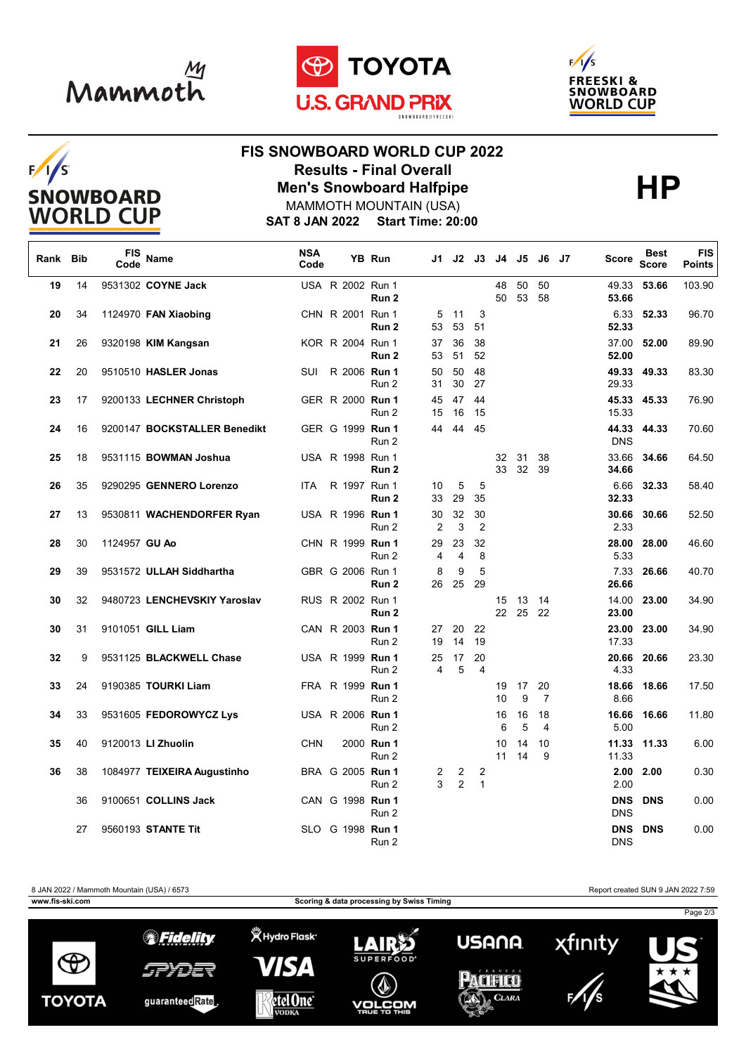# FIS SNOWBOARD WORLD CUP 2022

## Results - Final Overall

## Men's Snowboard Halfpipe

MAMMOTH MOUNTAIN (USA)

**SAT 8 JAN 2022 Start Time: 20:00**

**HP**

| Rank | Bib | FIS Code | Name | NSA Code | | YB | Run | J1 | J2 | J3 | J4 | J5 | J6 | J7 | Score | Best Score | FIS Points |
|---|---|---|---|---|---|---|---|---|---|---|---|---|---|---|---|---|---|
| **19** | 14 | 9531302 | **COYNE Jack** | USA | R | 2002 | Run 1 | | | | 48 | 50 | 50 | | 49.33 | **53.66** | 103.90 |
| | | | | | | | **Run 2** | | | | 50 | 53 | 58 | | **53.66** | | |
| **20** | 34 | 1124970 | **FAN Xiaobing** | CHN | R | 2001 | Run 1 | 5 | 11 | 3 | | | | | 6.33 | **52.33** | 96.70 |
| | | | | | | | **Run 2** | 53 | 53 | 51 | | | | | **52.33** | | |
| **21** | 26 | 9320198 | **KIM Kangsan** | KOR | R | 2004 | Run 1 | 37 | 36 | 38 | | | | | 37.00 | **52.00** | 89.90 |
| | | | | | | | **Run 2** | 53 | 51 | 52 | | | | | **52.00** | | |
| **22** | 20 | 9510510 | **HASLER Jonas** | SUI | R | 2006 | **Run 1** | 50 | 50 | 48 | | | | | **49.33** | **49.33** | 83.30 |
| | | | | | | | Run 2 | 31 | 30 | 27 | | | | | 29.33 | | |
| **23** | 17 | 9200133 | **LECHNER Christoph** | GER | R | 2000 | **Run 1** | 45 | 47 | 44 | | | | | **45.33** | **45.33** | 76.90 |
| | | | | | | | Run 2 | 15 | 16 | 15 | | | | | 15.33 | | |
| **24** | 16 | 9200147 | **BOCKSTALLER Benedikt** | GER | G | 1999 | **Run 1** | 44 | 44 | 45 | | | | | **44.33** | **44.33** | 70.60 |
| | | | | | | | Run 2 | | | | | | | | DNS | | |
| **25** | 18 | 9531115 | **BOWMAN Joshua** | USA | R | 1998 | Run 1 | | | | 32 | 31 | 38 | | 33.66 | **34.66** | 64.50 |
| | | | | | | | **Run 2** | | | | 33 | 32 | 39 | | **34.66** | | |
| **26** | 35 | 9290295 | **GENNERO Lorenzo** | ITA | R | 1997 | Run 1 | 10 | 5 | 5 | | | | | 6.66 | **32.33** | 58.40 |
| | | | | | | | **Run 2** | 33 | 29 | 35 | | | | | **32.33** | | |
| **27** | 13 | 9530811 | **WACHENDORFER Ryan** | USA | R | 1996 | **Run 1** | 30 | 32 | 30 | | | | | **30.66** | **30.66** | 52.50 |
| | | | | | | | Run 2 | 2 | 3 | 2 | | | | | 2.33 | | |
| **28** | 30 | 1124957 | **GU Ao** | CHN | R | 1999 | **Run 1** | 29 | 23 | 32 | | | | | **28.00** | **28.00** | 46.60 |
| | | | | | | | Run 2 | 4 | 4 | 8 | | | | | 5.33 | | |
| **29** | 39 | 9531572 | **ULLAH Siddhartha** | GBR | G | 2006 | Run 1 | 8 | 9 | 5 | | | | | 7.33 | **26.66** | 40.70 |
| | | | | | | | **Run 2** | 26 | 25 | 29 | | | | | **26.66** | | |
| **30** | 32 | 9480723 | **LENCHEVSKIY Yaroslav** | RUS | R | 2002 | Run 1 | | | | 15 | 13 | 14 | | 14.00 | **23.00** | 34.90 |
| | | | | | | | **Run 2** | | | | 22 | 25 | 22 | | **23.00** | | |
| **30** | 31 | 9101051 | **GILL Liam** | CAN | R | 2003 | **Run 1** | 27 | 20 | 22 | | | | | **23.00** | **23.00** | 34.90 |
| | | | | | | | Run 2 | 19 | 14 | 19 | | | | | 17.33 | | |
| **32** | 9 | 9531125 | **BLACKWELL Chase** | USA | R | 1999 | **Run 1** | 25 | 17 | 20 | | | | | **20.66** | **20.66** | 23.30 |
| | | | | | | | Run 2 | 4 | 5 | 4 | | | | | 4.33 | | |
| **33** | 24 | 9190385 | **TOURKI Liam** | FRA | R | 1999 | **Run 1** | | | | 19 | 17 | 20 | | **18.66** | **18.66** | 17.50 |
| | | | | | | | Run 2 | | | | 10 | 9 | 7 | | 8.66 | | |
| **34** | 33 | 9531605 | **FEDOROWYCZ Lys** | USA | R | 2006 | **Run 1** | | | | 16 | 16 | 18 | | **16.66** | **16.66** | 11.80 |
| | | | | | | | Run 2 | | | | 6 | 5 | 4 | | 5.00 | | |
| **35** | 40 | 9120013 | **LI Zhuolin** | CHN | | 2000 | **Run 1** | | | | 10 | 14 | 10 | | **11.33** | **11.33** | 6.00 |
| | | | | | | | Run 2 | | | | 11 | 14 | 9 | | 11.33 | | |
| **36** | 38 | 1084977 | **TEIXEIRA Augustinho** | BRA | G | 2005 | **Run 1** | 2 | 2 | 2 | | | | | **2.00** | **2.00** | 0.30 |
| | | | | | | | Run 2 | 3 | 2 | 1 | | | | | 2.00 | | |
| | 36 | 9100651 | **COLLINS Jack** | CAN | G | 1998 | **Run 1** | | | | | | | | **DNS** | **DNS** | 0.00 |
| | | | | | | | Run 2 | | | | | | | | DNS | | |
| | 27 | 9560193 | **STANTE Tit** | SLO | G | 1998 | **Run 1** | | | | | | | | **DNS** | **DNS** | 0.00 |
| | | | | | | | Run 2 | | | | | | | | DNS | | |

8 JAN 2022 / Mammoth Mountain (USA) / 6573 — Report created SUN 9 JAN 2022 7:59

www.fis-ski.com — Scoring & data processing by Swiss Timing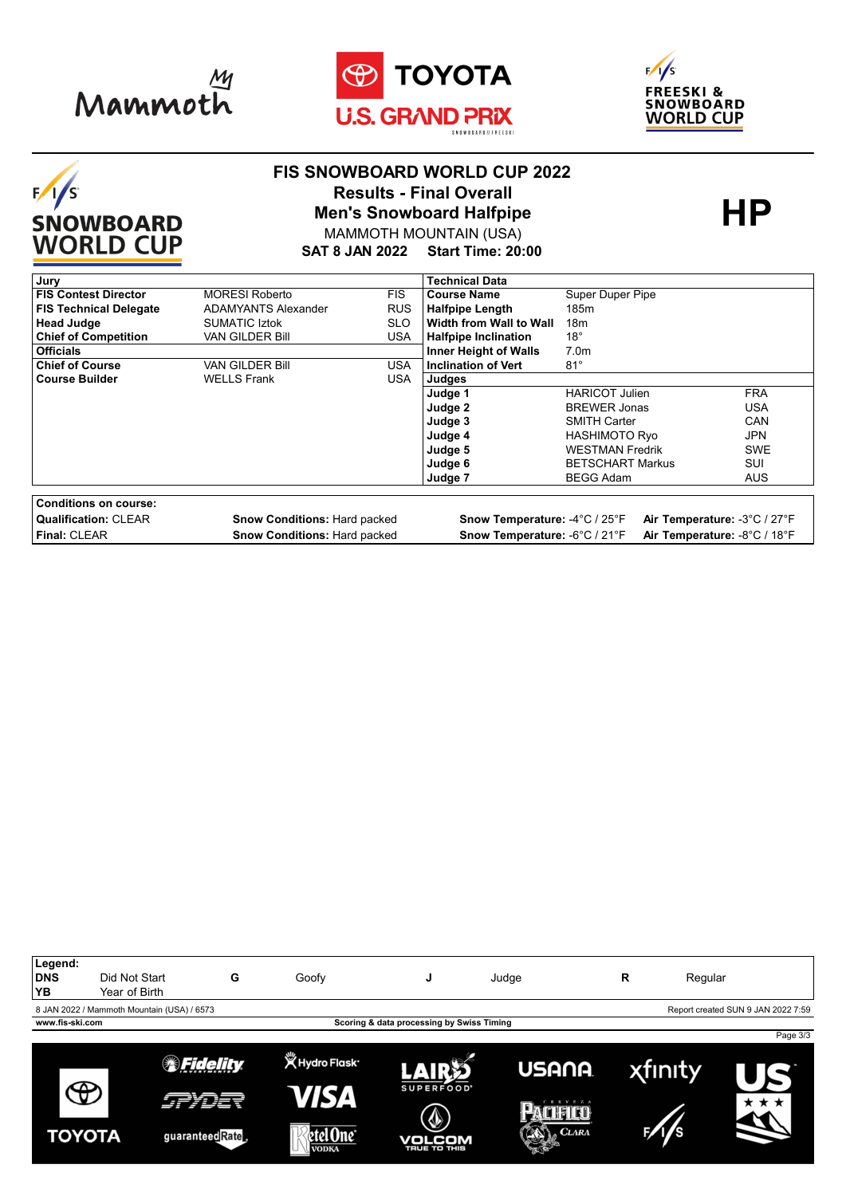# FIS SNOWBOARD WORLD CUP 2022

## Results - Final Overall

## Men's Snowboard Halfpipe

MAMMOTH MOUNTAIN (USA)

**SAT 8 JAN 2022 Start Time: 20:00**

**HP**

| Jury | | | Technical Data | | |
|---|---|---|---|---|---|
| **FIS Contest Director** | MORESI Roberto | FIS | **Course Name** | Super Duper Pipe | |
| **FIS Technical Delegate** | ADAMYANTS Alexander | RUS | **Halfpipe Length** | 185m | |
| **Head Judge** | SUMATIC Iztok | SLO | **Width from Wall to Wall** | 18m | |
| **Chief of Competition** | VAN GILDER Bill | USA | **Halfpipe Inclination** | 18° | |
| **Officials** | | | **Inner Height of Walls** | 7.0m | |
| **Chief of Course** | VAN GILDER Bill | USA | **Inclination of Vert** | 81° | |
| **Course Builder** | WELLS Frank | USA | **Judges** | | |
| | | | **Judge 1** | HARICOT Julien | FRA |
| | | | **Judge 2** | BREWER Jonas | USA |
| | | | **Judge 3** | SMITH Carter | CAN |
| | | | **Judge 4** | HASHIMOTO Ryo | JPN |
| | | | **Judge 5** | WESTMAN Fredrik | SWE |
| | | | **Judge 6** | BETSCHART Markus | SUI |
| | | | **Judge 7** | BEGG Adam | AUS |

| Conditions on course: | | | |
|---|---|---|---|
| **Qualification:** CLEAR | **Snow Conditions:** Hard packed | **Snow Temperature:** -4°C / 25°F | **Air Temperature:** -3°C / 27°F |
| **Final:** CLEAR | **Snow Conditions:** Hard packed | **Snow Temperature:** -6°C / 21°F | **Air Temperature:** -8°C / 18°F |

| Legend: | | | | | | | |
|---|---|---|---|---|---|---|---|
| **DNS** | Did Not Start | **G** | Goofy | **J** | Judge | **R** | Regular |
| **YB** | Year of Birth | | | | | | |

8 JAN 2022 / Mammoth Mountain (USA) / 6573

Report created SUN 9 JAN 2022 7:59

www.fis-ski.com

Scoring & data processing by Swiss Timing